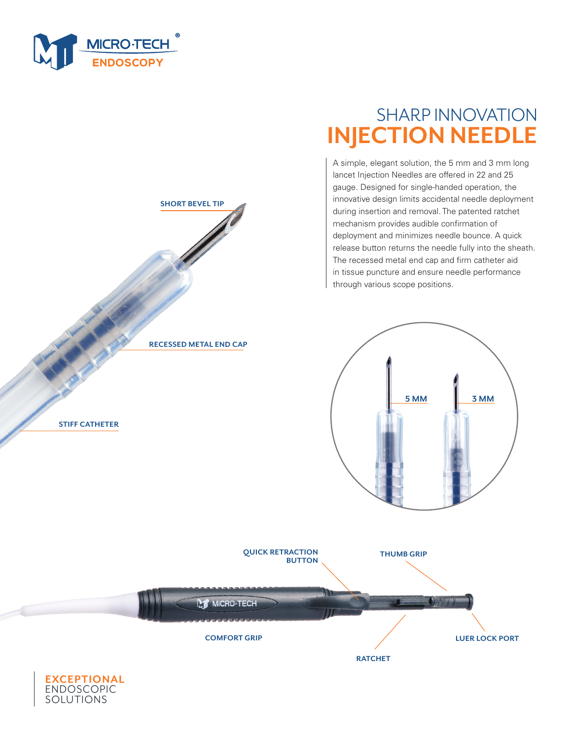MICRO-TECH® ENDOSCOPY

# SHARP INNOVATION
# INJECTION NEEDLE

A simple, elegant solution, the 5 mm and 3 mm long lancet Injection Needles are offered in 22 and 25 gauge. Designed for single-handed operation, the innovative design limits accidental needle deployment during insertion and removal. The patented ratchet mechanism provides audible confirmation of deployment and minimizes needle bounce. A quick release button returns the needle fully into the sheath. The recessed metal end cap and firm catheter aid in tissue puncture and ensure needle performance through various scope positions.

SHORT BEVEL TIP

RECESSED METAL END CAP

STIFF CATHETER

5 MM

3 MM

QUICK RETRACTION BUTTON

THUMB GRIP

COMFORT GRIP

LUER LOCK PORT

RATCHET

**EXCEPTIONAL**
ENDOSCOPIC
SOLUTIONS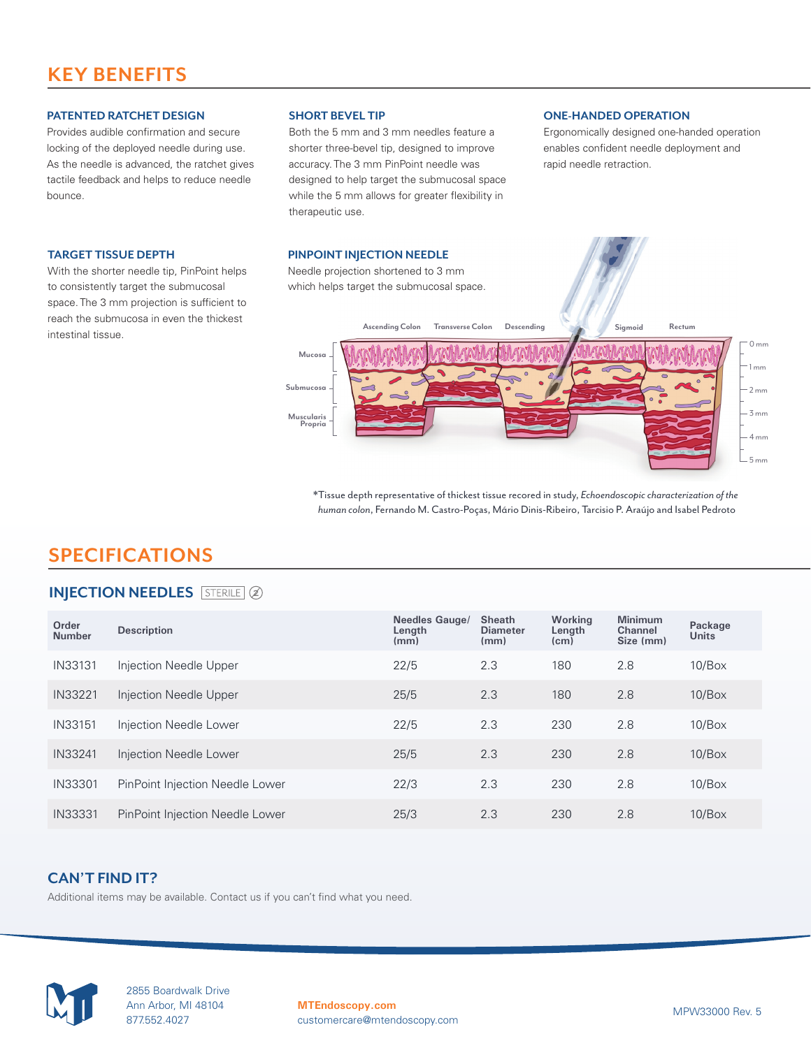# KEY BENEFITS

### PATENTED RATCHET DESIGN

Provides audible confirmation and secure locking of the deployed needle during use. As the needle is advanced, the ratchet gives tactile feedback and helps to reduce needle bounce.

### SHORT BEVEL TIP

Both the 5 mm and 3 mm needles feature a shorter three-bevel tip, designed to improve accuracy. The 3 mm PinPoint needle was designed to help target the submucosal space while the 5 mm allows for greater flexibility in therapeutic use.

### ONE-HANDED OPERATION

Ergonomically designed one-handed operation enables confident needle deployment and rapid needle retraction.

### TARGET TISSUE DEPTH

With the shorter needle tip, PinPoint helps to consistently target the submucosal space. The 3 mm projection is sufficient to reach the submucosa in even the thickest intestinal tissue.

### PINPOINT INJECTION NEEDLE

Needle projection shortened to 3 mm which helps target the submucosal space.

Ascending Colon
Transverse Colon
Descending
Sigmoid
Rectum
Mucosa
Submucosa
Muscularis Propria
0 mm
1 mm
2 mm
3 mm
4 mm
5 mm

*Tissue depth representative of thickest tissue recorded in study, *Echoendoscopic characterization of the human colon*, Fernando M. Castro-Poças, Mário Dinis-Ribeiro, Tarcisio P. Araújo and Isabel Pedroto

# SPECIFICATIONS

## INJECTION NEEDLES STERILE

| Order Number | Description | Needles Gauge/ Length (mm) | Sheath Diameter (mm) | Working Length (cm) | Minimum Channel Size (mm) | Package Units |
|---|---|---|---|---|---|---|
| IN33131 | Injection Needle Upper | 22/5 | 2.3 | 180 | 2.8 | 10/Box |
| IN33221 | Injection Needle Upper | 25/5 | 2.3 | 180 | 2.8 | 10/Box |
| IN33151 | Injection Needle Lower | 22/5 | 2.3 | 230 | 2.8 | 10/Box |
| IN33241 | Injection Needle Lower | 25/5 | 2.3 | 230 | 2.8 | 10/Box |
| IN33301 | PinPoint Injection Needle Lower | 22/3 | 2.3 | 230 | 2.8 | 10/Box |
| IN33331 | PinPoint Injection Needle Lower | 25/3 | 2.3 | 230 | 2.8 | 10/Box |

### CAN'T FIND IT?

Additional items may be available. Contact us if you can't find what you need.

2855 Boardwalk Drive
Ann Arbor, MI 48104
877.552.4027

**MTEndoscopy.com**
customercare@mtendoscopy.com

MPW33000 Rev. 5